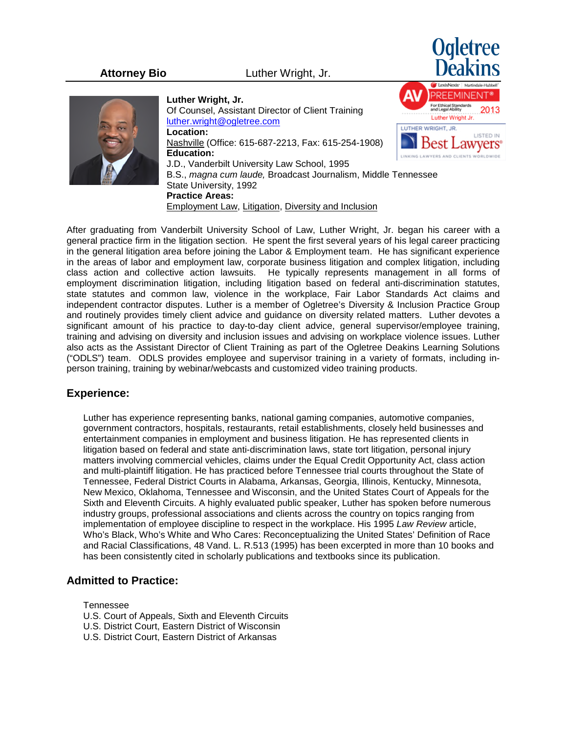**Attorney Bio** Luther Wright, Jr.

**Luther Wright, Jr.**
Of Counsel, Assistant Director of Client Training
luther.wright@ogletree.com
**Location:**
Nashville (Office: 615-687-2213, Fax: 615-254-1908)
**Education:**
J.D., Vanderbilt University Law School, 1995
B.S., *magna cum laude,* Broadcast Journalism, Middle Tennessee State University, 1992
**Practice Areas:**
Employment Law, Litigation, Diversity and Inclusion

After graduating from Vanderbilt University School of Law, Luther Wright, Jr. began his career with a general practice firm in the litigation section. He spent the first several years of his legal career practicing in the general litigation area before joining the Labor & Employment team. He has significant experience in the areas of labor and employment law, corporate business litigation and complex litigation, including class action and collective action lawsuits. He typically represents management in all forms of employment discrimination litigation, including litigation based on federal anti-discrimination statutes, state statutes and common law, violence in the workplace, Fair Labor Standards Act claims and independent contractor disputes. Luther is a member of Ogletree's Diversity & Inclusion Practice Group and routinely provides timely client advice and guidance on diversity related matters. Luther devotes a significant amount of his practice to day-to-day client advice, general supervisor/employee training, training and advising on diversity and inclusion issues and advising on workplace violence issues. Luther also acts as the Assistant Director of Client Training as part of the Ogletree Deakins Learning Solutions ("ODLS") team. ODLS provides employee and supervisor training in a variety of formats, including in-person training, training by webinar/webcasts and customized video training products.

## Experience:

Luther has experience representing banks, national gaming companies, automotive companies, government contractors, hospitals, restaurants, retail establishments, closely held businesses and entertainment companies in employment and business litigation. He has represented clients in litigation based on federal and state anti-discrimination laws, state tort litigation, personal injury matters involving commercial vehicles, claims under the Equal Credit Opportunity Act, class action and multi-plaintiff litigation. He has practiced before Tennessee trial courts throughout the State of Tennessee, Federal District Courts in Alabama, Arkansas, Georgia, Illinois, Kentucky, Minnesota, New Mexico, Oklahoma, Tennessee and Wisconsin, and the United States Court of Appeals for the Sixth and Eleventh Circuits. A highly evaluated public speaker, Luther has spoken before numerous industry groups, professional associations and clients across the country on topics ranging from implementation of employee discipline to respect in the workplace. His 1995 *Law Review* article, Who's Black, Who's White and Who Cares: Reconceptualizing the United States' Definition of Race and Racial Classifications, 48 Vand. L. R.513 (1995) has been excerpted in more than 10 books and has been consistently cited in scholarly publications and textbooks since its publication.

## Admitted to Practice:

Tennessee
U.S. Court of Appeals, Sixth and Eleventh Circuits
U.S. District Court, Eastern District of Wisconsin
U.S. District Court, Eastern District of Arkansas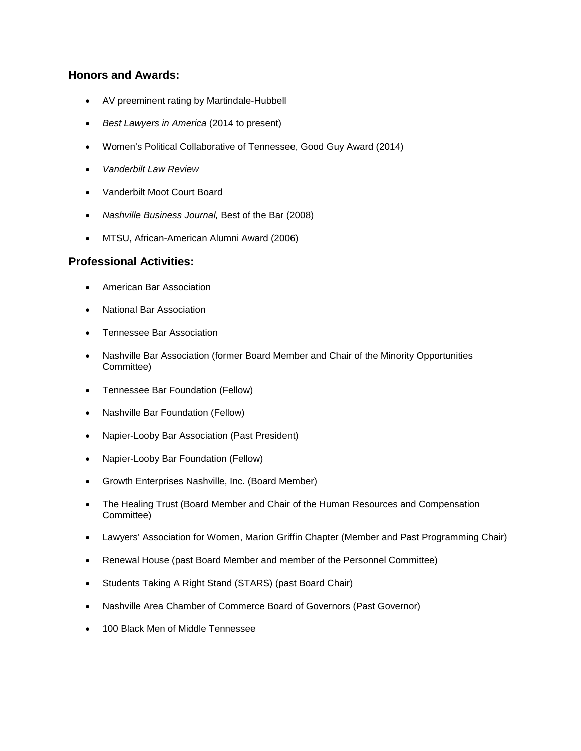### Honors and Awards:

- AV preeminent rating by Martindale-Hubbell
- *Best Lawyers in America* (2014 to present)
- Women's Political Collaborative of Tennessee, Good Guy Award (2014)
- *Vanderbilt Law Review*
- Vanderbilt Moot Court Board
- *Nashville Business Journal,* Best of the Bar (2008)
- MTSU, African-American Alumni Award (2006)

### Professional Activities:

- American Bar Association
- National Bar Association
- Tennessee Bar Association
- Nashville Bar Association (former Board Member and Chair of the Minority Opportunities Committee)
- Tennessee Bar Foundation (Fellow)
- Nashville Bar Foundation (Fellow)
- Napier-Looby Bar Association (Past President)
- Napier-Looby Bar Foundation (Fellow)
- Growth Enterprises Nashville, Inc. (Board Member)
- The Healing Trust (Board Member and Chair of the Human Resources and Compensation Committee)
- Lawyers' Association for Women, Marion Griffin Chapter (Member and Past Programming Chair)
- Renewal House (past Board Member and member of the Personnel Committee)
- Students Taking A Right Stand (STARS) (past Board Chair)
- Nashville Area Chamber of Commerce Board of Governors (Past Governor)
- 100 Black Men of Middle Tennessee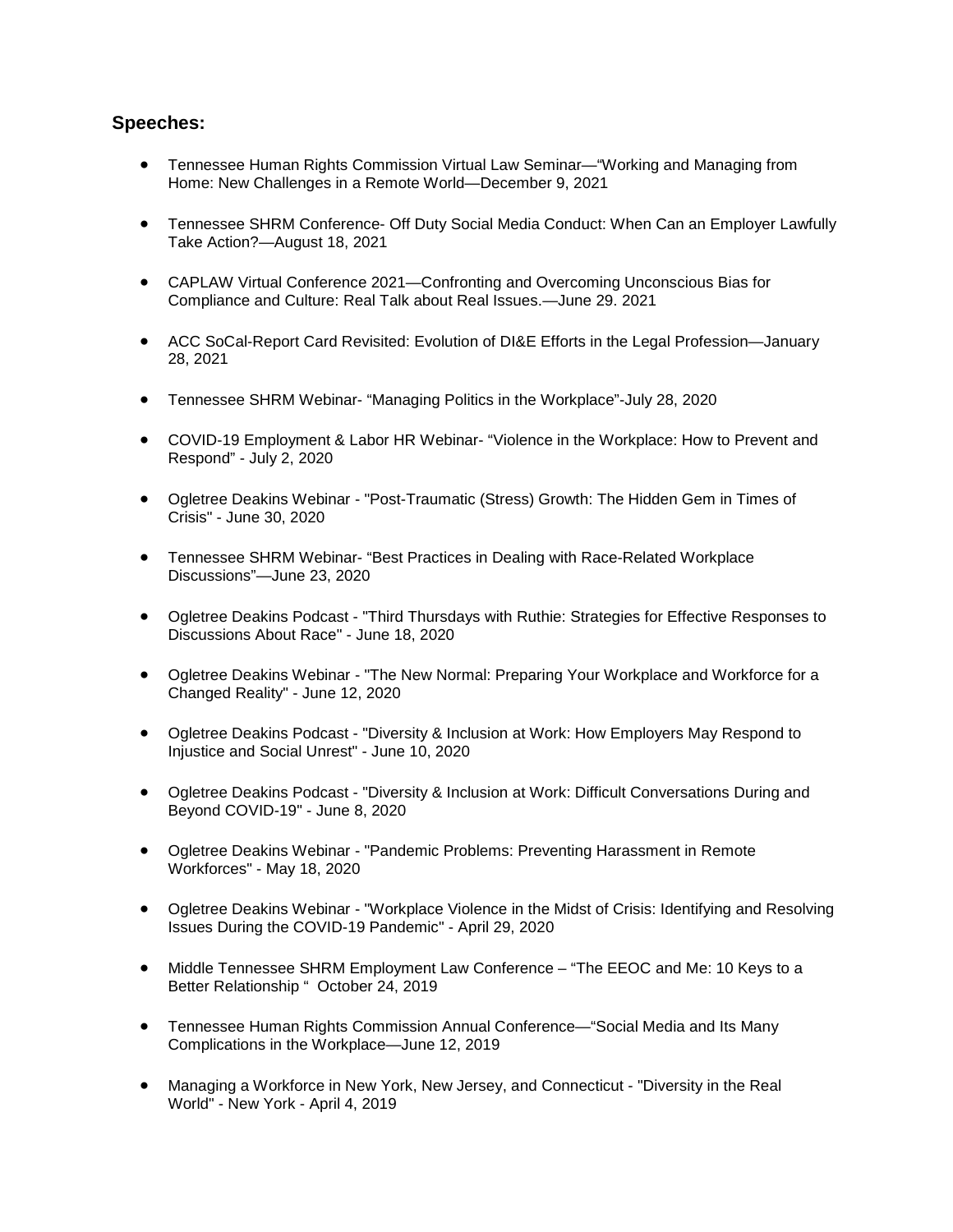**Speeches:**

- Tennessee Human Rights Commission Virtual Law Seminar—"Working and Managing from Home: New Challenges in a Remote World—December 9, 2021
- Tennessee SHRM Conference- Off Duty Social Media Conduct: When Can an Employer Lawfully Take Action?—August 18, 2021
- CAPLAW Virtual Conference 2021—Confronting and Overcoming Unconscious Bias for Compliance and Culture: Real Talk about Real Issues.—June 29. 2021
- ACC SoCal-Report Card Revisited: Evolution of DI&E Efforts in the Legal Profession—January 28, 2021
- Tennessee SHRM Webinar- "Managing Politics in the Workplace"-July 28, 2020
- COVID-19 Employment & Labor HR Webinar- "Violence in the Workplace: How to Prevent and Respond" - July 2, 2020
- Ogletree Deakins Webinar - "Post-Traumatic (Stress) Growth: The Hidden Gem in Times of Crisis" - June 30, 2020
- Tennessee SHRM Webinar- "Best Practices in Dealing with Race-Related Workplace Discussions"—June 23, 2020
- Ogletree Deakins Podcast - "Third Thursdays with Ruthie: Strategies for Effective Responses to Discussions About Race" - June 18, 2020
- Ogletree Deakins Webinar - "The New Normal: Preparing Your Workplace and Workforce for a Changed Reality" - June 12, 2020
- Ogletree Deakins Podcast - "Diversity & Inclusion at Work: How Employers May Respond to Injustice and Social Unrest" - June 10, 2020
- Ogletree Deakins Podcast - "Diversity & Inclusion at Work: Difficult Conversations During and Beyond COVID-19" - June 8, 2020
- Ogletree Deakins Webinar - "Pandemic Problems: Preventing Harassment in Remote Workforces" - May 18, 2020
- Ogletree Deakins Webinar - "Workplace Violence in the Midst of Crisis: Identifying and Resolving Issues During the COVID-19 Pandemic" - April 29, 2020
- Middle Tennessee SHRM Employment Law Conference – "The EEOC and Me: 10 Keys to a Better Relationship " October 24, 2019
- Tennessee Human Rights Commission Annual Conference—"Social Media and Its Many Complications in the Workplace—June 12, 2019
- Managing a Workforce in New York, New Jersey, and Connecticut - "Diversity in the Real World" - New York - April 4, 2019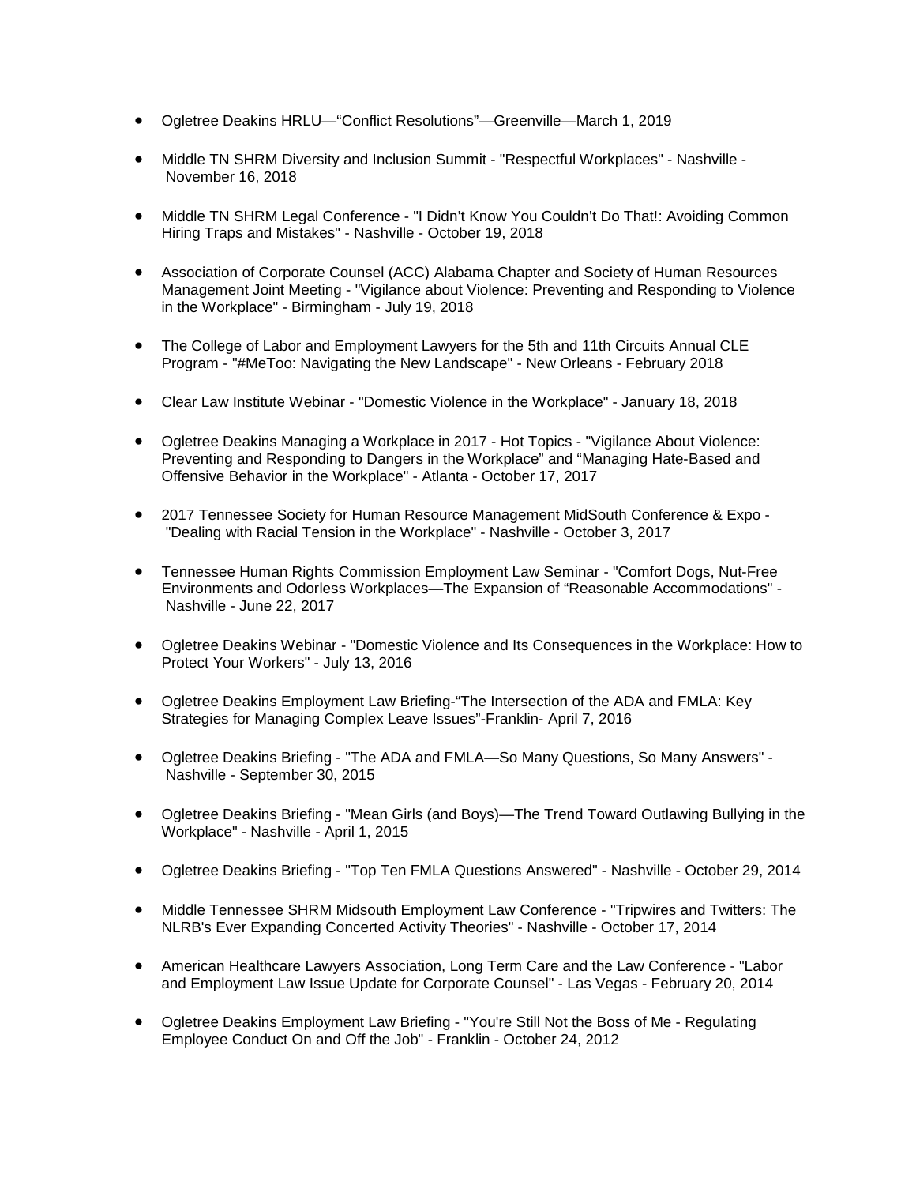- Ogletree Deakins HRLU—"Conflict Resolutions"—Greenville—March 1, 2019
- Middle TN SHRM Diversity and Inclusion Summit - "Respectful Workplaces" - Nashville - November 16, 2018
- Middle TN SHRM Legal Conference - "I Didn't Know You Couldn't Do That!: Avoiding Common Hiring Traps and Mistakes" - Nashville - October 19, 2018
- Association of Corporate Counsel (ACC) Alabama Chapter and Society of Human Resources Management Joint Meeting - "Vigilance about Violence: Preventing and Responding to Violence in the Workplace" - Birmingham - July 19, 2018
- The College of Labor and Employment Lawyers for the 5th and 11th Circuits Annual CLE Program - "#MeToo: Navigating the New Landscape" - New Orleans - February 2018
- Clear Law Institute Webinar - "Domestic Violence in the Workplace" - January 18, 2018
- Ogletree Deakins Managing a Workplace in 2017 - Hot Topics - "Vigilance About Violence: Preventing and Responding to Dangers in the Workplace" and "Managing Hate-Based and Offensive Behavior in the Workplace" - Atlanta - October 17, 2017
- 2017 Tennessee Society for Human Resource Management MidSouth Conference & Expo - "Dealing with Racial Tension in the Workplace" - Nashville - October 3, 2017
- Tennessee Human Rights Commission Employment Law Seminar - "Comfort Dogs, Nut-Free Environments and Odorless Workplaces—The Expansion of "Reasonable Accommodations" - Nashville - June 22, 2017
- Ogletree Deakins Webinar - "Domestic Violence and Its Consequences in the Workplace: How to Protect Your Workers" - July 13, 2016
- Ogletree Deakins Employment Law Briefing-"The Intersection of the ADA and FMLA: Key Strategies for Managing Complex Leave Issues"-Franklin- April 7, 2016
- Ogletree Deakins Briefing - "The ADA and FMLA—So Many Questions, So Many Answers" - Nashville - September 30, 2015
- Ogletree Deakins Briefing - "Mean Girls (and Boys)—The Trend Toward Outlawing Bullying in the Workplace" - Nashville - April 1, 2015
- Ogletree Deakins Briefing - "Top Ten FMLA Questions Answered" - Nashville - October 29, 2014
- Middle Tennessee SHRM Midsouth Employment Law Conference - "Tripwires and Twitters: The NLRB's Ever Expanding Concerted Activity Theories" - Nashville - October 17, 2014
- American Healthcare Lawyers Association, Long Term Care and the Law Conference - "Labor and Employment Law Issue Update for Corporate Counsel" - Las Vegas - February 20, 2014
- Ogletree Deakins Employment Law Briefing - "You're Still Not the Boss of Me - Regulating Employee Conduct On and Off the Job" - Franklin - October 24, 2012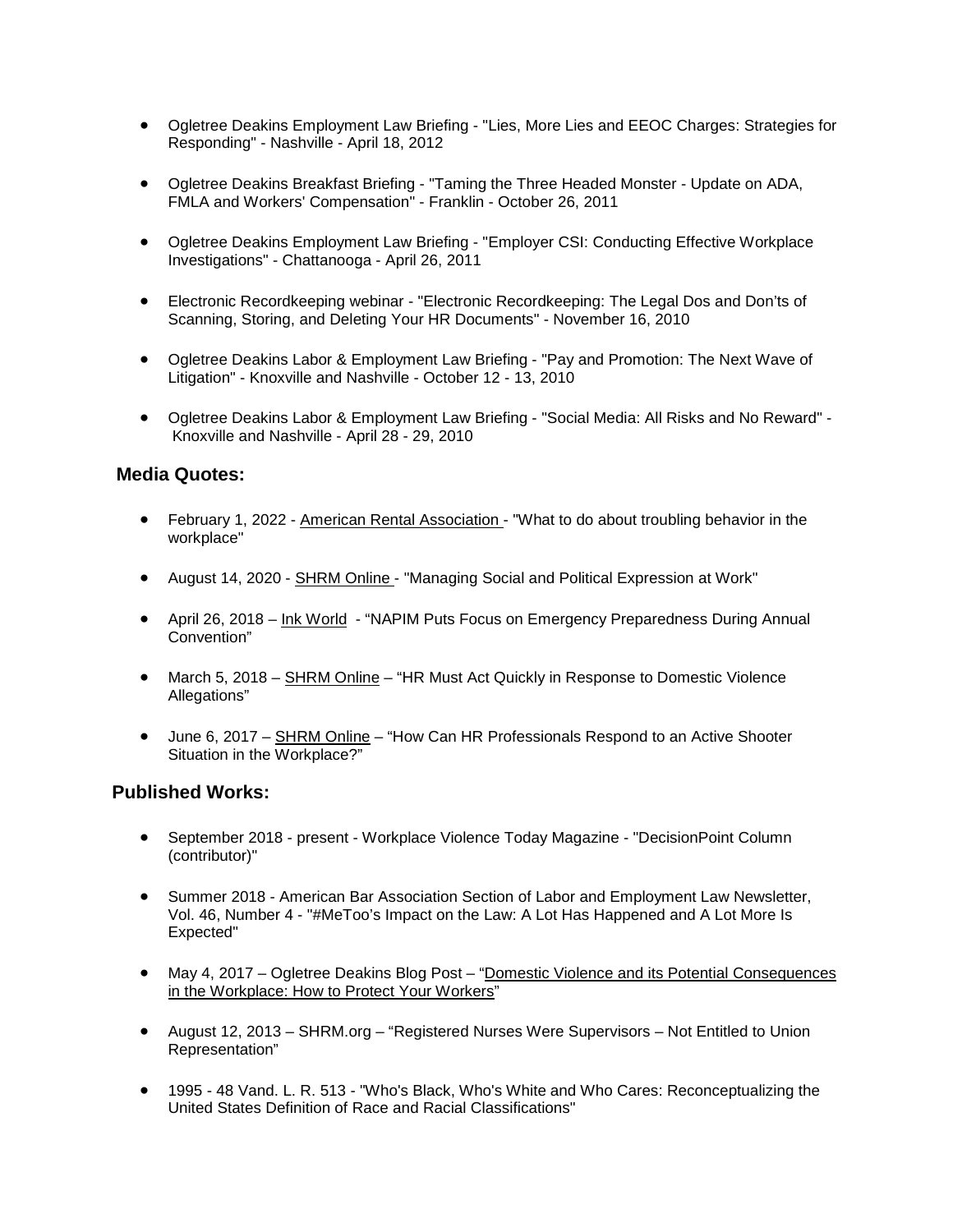- Ogletree Deakins Employment Law Briefing - "Lies, More Lies and EEOC Charges: Strategies for Responding" - Nashville - April 18, 2012

- Ogletree Deakins Breakfast Briefing - "Taming the Three Headed Monster - Update on ADA, FMLA and Workers' Compensation" - Franklin - October 26, 2011

- Ogletree Deakins Employment Law Briefing - "Employer CSI: Conducting Effective Workplace Investigations" - Chattanooga - April 26, 2011

- Electronic Recordkeeping webinar - "Electronic Recordkeeping: The Legal Dos and Don'ts of Scanning, Storing, and Deleting Your HR Documents" - November 16, 2010

- Ogletree Deakins Labor & Employment Law Briefing - "Pay and Promotion: The Next Wave of Litigation" - Knoxville and Nashville - October 12 - 13, 2010

- Ogletree Deakins Labor & Employment Law Briefing - "Social Media: All Risks and No Reward" - Knoxville and Nashville - April 28 - 29, 2010

## Media Quotes:

- February 1, 2022 - American Rental Association - "What to do about troubling behavior in the workplace"

- August 14, 2020 - SHRM Online - "Managing Social and Political Expression at Work"

- April 26, 2018 – Ink World - "NAPIM Puts Focus on Emergency Preparedness During Annual Convention"

- March 5, 2018 – SHRM Online – "HR Must Act Quickly in Response to Domestic Violence Allegations"

- June 6, 2017 – SHRM Online – "How Can HR Professionals Respond to an Active Shooter Situation in the Workplace?"

## Published Works:

- September 2018 - present - Workplace Violence Today Magazine - "DecisionPoint Column (contributor)"

- Summer 2018 - American Bar Association Section of Labor and Employment Law Newsletter, Vol. 46, Number 4 - "#MeToo's Impact on the Law: A Lot Has Happened and A Lot More Is Expected"

- May 4, 2017 – Ogletree Deakins Blog Post – "Domestic Violence and its Potential Consequences in the Workplace: How to Protect Your Workers"

- August 12, 2013 – SHRM.org – "Registered Nurses Were Supervisors – Not Entitled to Union Representation"

- 1995 - 48 Vand. L. R. 513 - "Who's Black, Who's White and Who Cares: Reconceptualizing the United States Definition of Race and Racial Classifications"